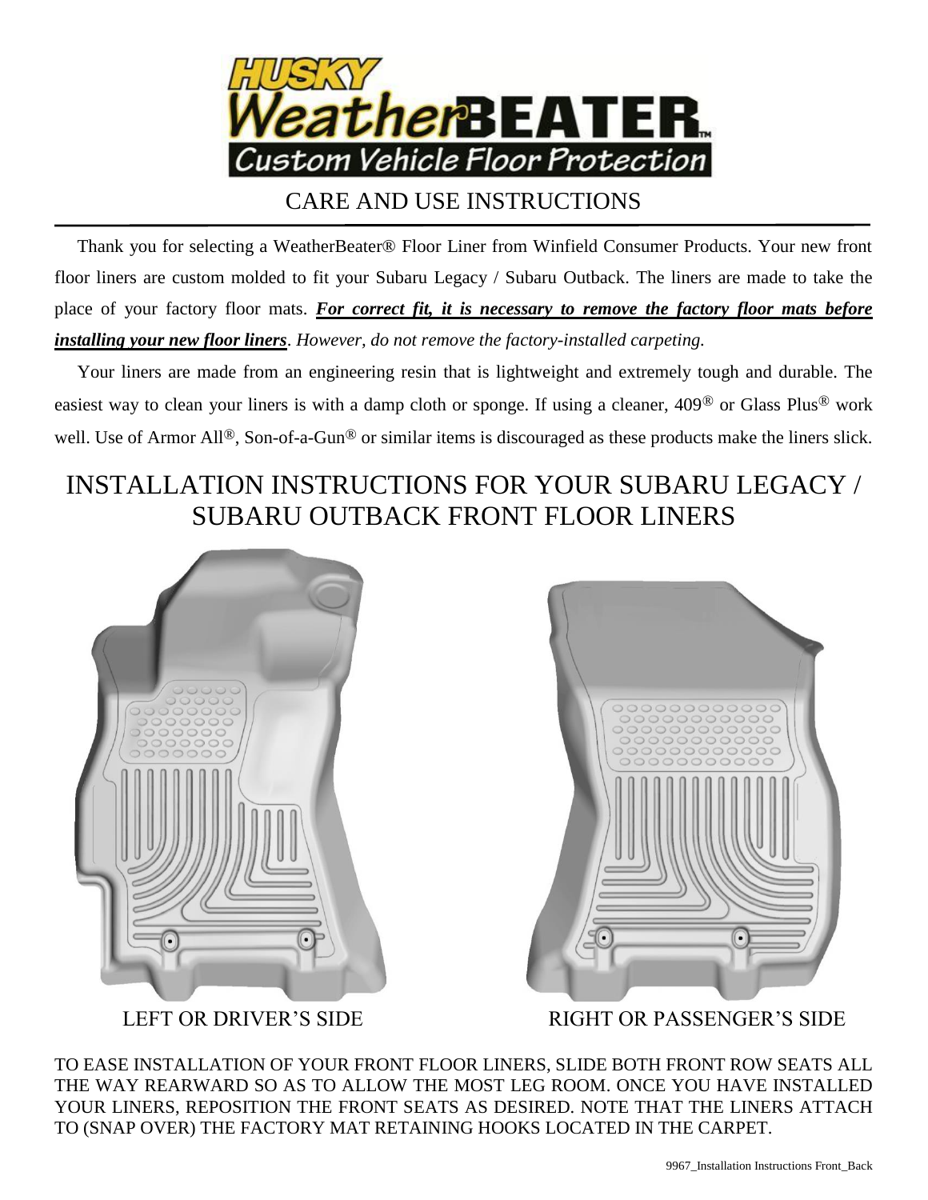# HUSKY WeatherBEATER™

Custom Vehicle Floor Protection

## CARE AND USE INSTRUCTIONS

Thank you for selecting a WeatherBeater® Floor Liner from Winfield Consumer Products. Your new front floor liners are custom molded to fit your Subaru Legacy / Subaru Outback. The liners are made to take the place of your factory floor mats. ***For correct fit, it is necessary to remove the factory floor mats before installing your new floor liners***. *However, do not remove the factory-installed carpeting.*

Your liners are made from an engineering resin that is lightweight and extremely tough and durable. The easiest way to clean your liners is with a damp cloth or sponge. If using a cleaner, 409® or Glass Plus® work well. Use of Armor All®, Son-of-a-Gun® or similar items is discouraged as these products make the liners slick.

## INSTALLATION INSTRUCTIONS FOR YOUR SUBARU LEGACY / SUBARU OUTBACK FRONT FLOOR LINERS

LEFT OR DRIVER'S SIDE

RIGHT OR PASSENGER'S SIDE

TO EASE INSTALLATION OF YOUR FRONT FLOOR LINERS, SLIDE BOTH FRONT ROW SEATS ALL THE WAY REARWARD SO AS TO ALLOW THE MOST LEG ROOM. ONCE YOU HAVE INSTALLED YOUR LINERS, REPOSITION THE FRONT SEATS AS DESIRED. NOTE THAT THE LINERS ATTACH TO (SNAP OVER) THE FACTORY MAT RETAINING HOOKS LOCATED IN THE CARPET.

9967_Installation Instructions Front_Back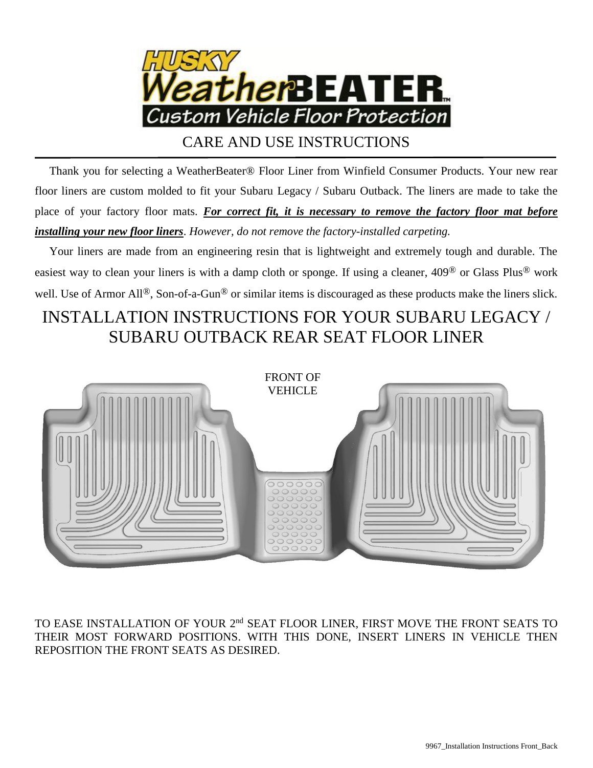HUSKY WeatherBEATER™ Custom Vehicle Floor Protection

## CARE AND USE INSTRUCTIONS

Thank you for selecting a WeatherBeater® Floor Liner from Winfield Consumer Products. Your new rear floor liners are custom molded to fit your Subaru Legacy / Subaru Outback. The liners are made to take the place of your factory floor mats. ***For correct fit, it is necessary to remove the factory floor mat before installing your new floor liners***. *However, do not remove the factory-installed carpeting.*

Your liners are made from an engineering resin that is lightweight and extremely tough and durable. The easiest way to clean your liners is with a damp cloth or sponge. If using a cleaner, 409® or Glass Plus® work well. Use of Armor All®, Son-of-a-Gun® or similar items is discouraged as these products make the liners slick.

# INSTALLATION INSTRUCTIONS FOR YOUR SUBARU LEGACY / SUBARU OUTBACK REAR SEAT FLOOR LINER

FRONT OF VEHICLE

TO EASE INSTALLATION OF YOUR 2nd SEAT FLOOR LINER, FIRST MOVE THE FRONT SEATS TO THEIR MOST FORWARD POSITIONS. WITH THIS DONE, INSERT LINERS IN VEHICLE THEN REPOSITION THE FRONT SEATS AS DESIRED.

9967_Installation Instructions Front_Back